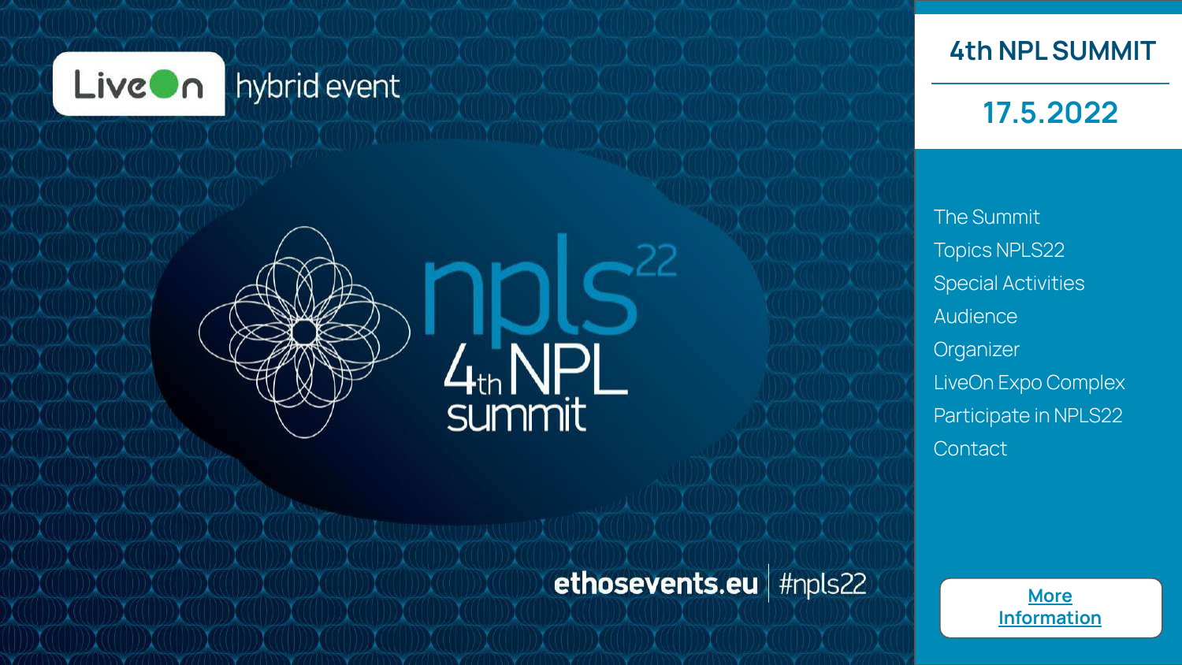LiveOn hybrid event

npls22

# 4th NPL summit

ethosevents.eu | #npls22

## 4th NPL SUMMIT

17.5.2022

- The Summit
- Topics NPLS22
- Special Activities
- Audience
- Organizer
- LiveOn Expo Complex
- Participate in NPLS22
- Contact

More Information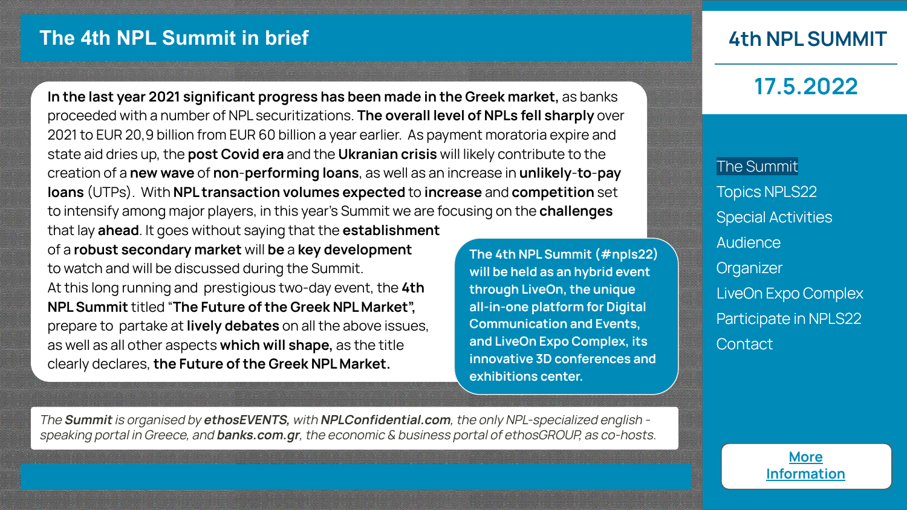# The 4th NPL Summit in brief

**In the last year 2021 significant progress has been made in the Greek market,** as banks proceeded with a number of NPL securitizations. **The overall level of NPLs fell sharply** over 2021 to EUR 20,9 billion from EUR 60 billion a year earlier. As payment moratoria expire and state aid dries up, the **post Covid era** and the **Ukranian crisis** will likely contribute to the creation of a **new wave** of **non-performing loans**, as well as an increase in **unlikely-to-pay loans** (UTPs). With **NPL transaction volumes expected** to **increase** and **competition** set to intensify among major players, in this year's Summit we are focusing on the **challenges** that lay **ahead**. It goes without saying that the **establishment** of a **robust secondary market** will **be** a **key development** to watch and will be discussed during the Summit.

At this long running and prestigious two-day event, the **4th NPL Summit** titled **"The Future of the Greek NPL Market",** prepare to partake at **lively debates** on all the above issues, as well as all other aspects **which will shape,** as the title clearly declares, **the Future of the Greek NPL Market.**

**The 4th NPL Summit (#npls22) will be held as an hybrid event through LiveOn, the unique all-in-one platform for Digital Communication and Events, and LiveOn Expo Complex, its innovative 3D conferences and exhibitions center.**

*The **Summit** is organised by **ethosEVENTS,** with **NPLConfidential.com**, the only NPL-specialized english - speaking portal in Greece, and **banks.com.gr**, the economic & business portal of ethosGROUP, as co-hosts.*

## 4th NPL SUMMIT

## 17.5.2022

- The Summit
- Topics NPLS22
- Special Activities
- Audience
- Organizer
- LiveOn Expo Complex
- Participate in NPLS22
- Contact

More Information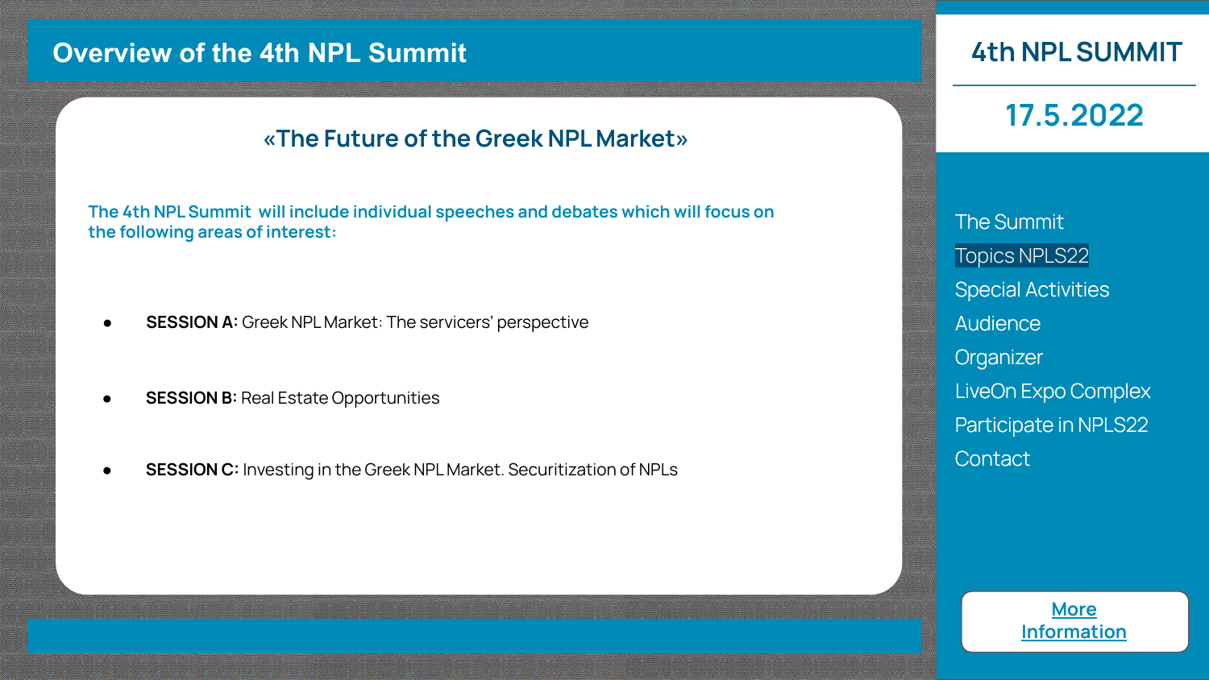# Overview of the 4th NPL Summit

## «The Future of the Greek NPL Market»

**The 4th NPL Summit will include individual speeches and debates which will focus on the following areas of interest:**

- **SESSION A:** Greek NPL Market: The servicers' perspective
- **SESSION B:** Real Estate Opportunities
- **SESSION C:** Investing in the Greek NPL Market. Securitization of NPLs

## 4th NPL SUMMIT

## 17.5.2022

- The Summit
- Topics NPLS22
- Special Activities
- Audience
- Organizer
- LiveOn Expo Complex
- Participate in NPLS22
- Contact

More Information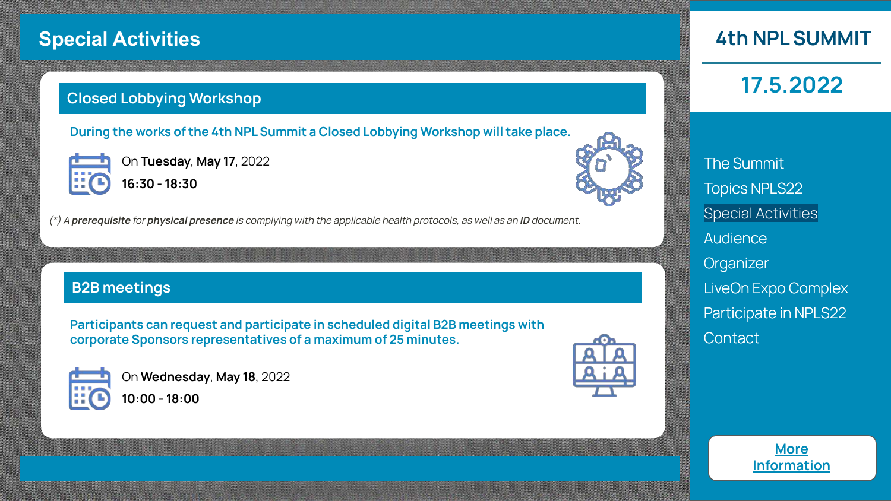# Special Activities

## Closed Lobbying Workshop

**During the works of the 4th NPL Summit a Closed Lobbying Workshop will take place.**

On **Tuesday**, **May 17**, 2022

**16:30 - 18:30**

*(\*) A **prerequisite** for **physical presence** is complying with the applicable health protocols, as well as an **ID** document.*

## B2B meetings

**Participants can request and participate in scheduled digital B2B meetings with corporate Sponsors representatives of a maximum of 25 minutes.**

On **Wednesday**, **May 18**, 2022

**10:00 - 18:00**

# 4th NPL SUMMIT

## 17.5.2022

- The Summit
- Topics NPLS22
- Special Activities
- Audience
- Organizer
- LiveOn Expo Complex
- Participate in NPLS22
- Contact

More Information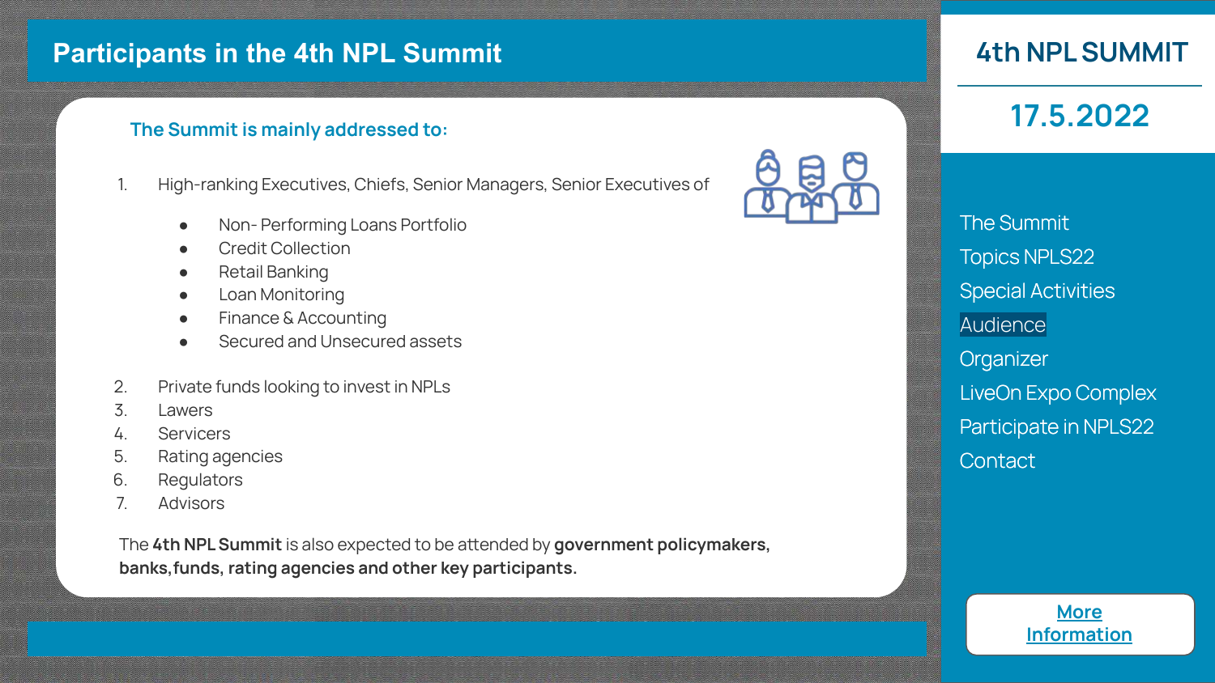# Participants in the 4th NPL Summit

**The Summit is mainly addressed to:**

1. High-ranking Executives, Chiefs, Senior Managers, Senior Executives of
   - Non- Performing Loans Portfolio
   - Credit Collection
   - Retail Banking
   - Loan Monitoring
   - Finance & Accounting
   - Secured and Unsecured assets
2. Private funds looking to invest in NPLs
3. Lawers
4. Servicers
5. Rating agencies
6. Regulators
7. Advisors

The **4th NPL Summit** is also expected to be attended by **government policymakers, banks, funds, rating agencies and other key participants.**

## 4th NPL SUMMIT

## 17.5.2022

- The Summit
- Topics NPLS22
- Special Activities
- Audience
- Organizer
- LiveOn Expo Complex
- Participate in NPLS22
- Contact

More Information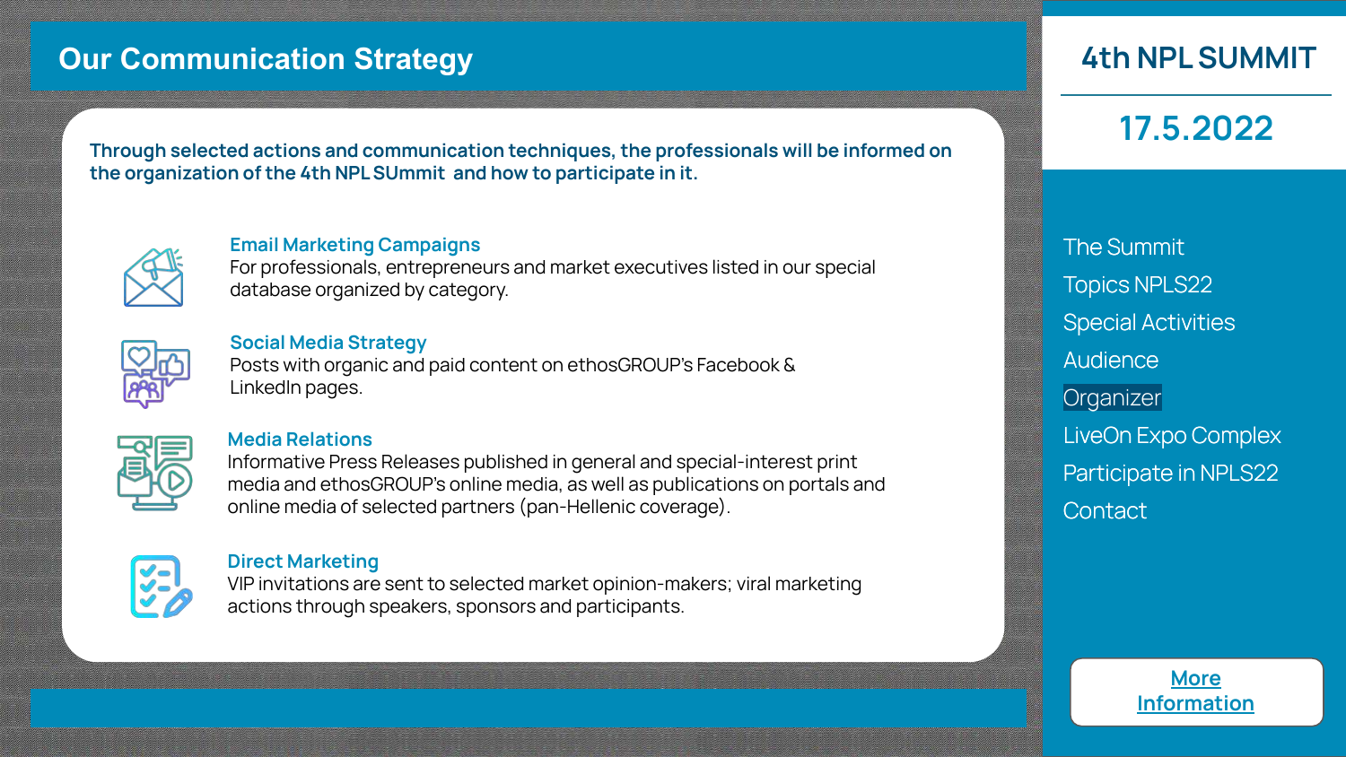# Our Communication Strategy

**Through selected actions and communication techniques, the professionals will be informed on the organization of the 4th NPL SUmmit and how to participate in it.**

### Email Marketing Campaigns
For professionals, entrepreneurs and market executives listed in our special database organized by category.

### Social Media Strategy
Posts with organic and paid content on ethosGROUP's Facebook & LinkedIn pages.

### Media Relations
Informative Press Releases published in general and special-interest print media and ethosGROUP's online media, as well as publications on portals and online media of selected partners (pan-Hellenic coverage).

### Direct Marketing
VIP invitations are sent to selected market opinion-makers; viral marketing actions through speakers, sponsors and participants.

## 4th NPL SUMMIT

**17.5.2022**

- The Summit
- Topics NPLS22
- Special Activities
- Audience
- Organizer
- LiveOn Expo Complex
- Participate in NPLS22
- Contact

More Information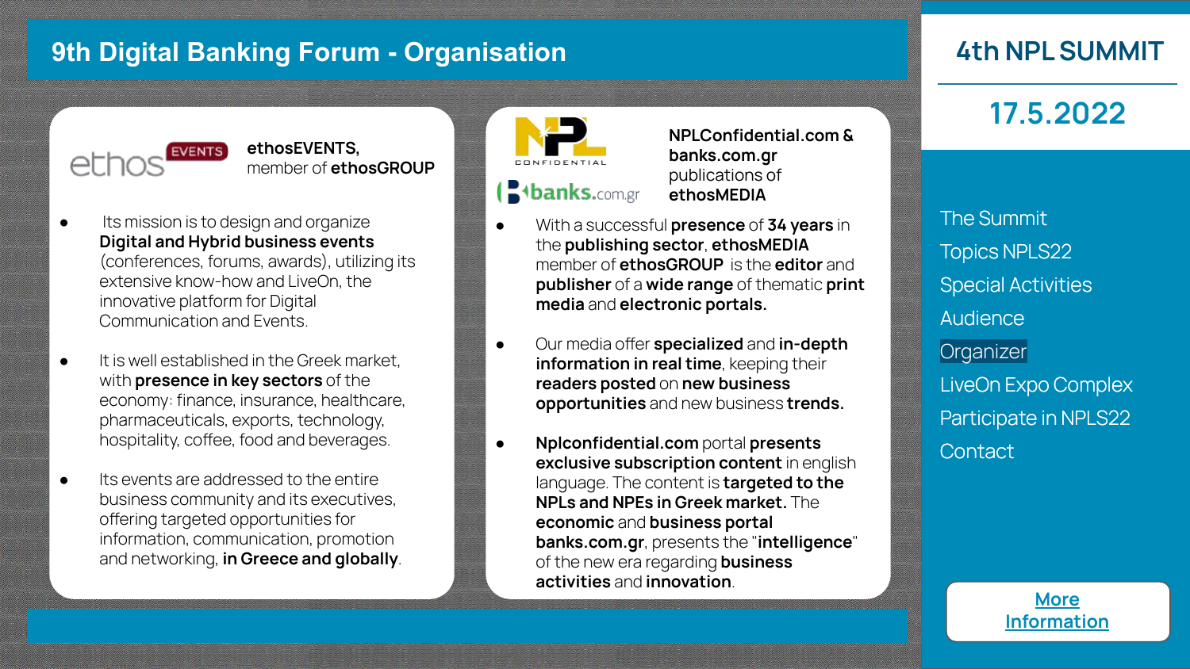# 9th Digital Banking Forum - Organisation

**ethosEVENTS,** member of **ethosGROUP**

- Its mission is to design and organize **Digital and Hybrid business events** (conferences, forums, awards), utilizing its extensive know-how and LiveOn, the innovative platform for Digital Communication and Events.
- It is well established in the Greek market, with **presence in key sectors** of the economy: finance, insurance, healthcare, pharmaceuticals, exports, technology, hospitality, coffee, food and beverages.
- Its events are addressed to the entire business community and its executives, offering targeted opportunities for information, communication, promotion and networking, **in Greece and globally**.

**NPLConfidential.com & banks.com.gr** publications of **ethosMEDIA**

- With a successful **presence** of **34 years** in the **publishing sector**, **ethosMEDIA** member of **ethosGROUP** is the **editor** and **publisher** of a **wide range** of thematic **print media** and **electronic portals.**
- Our media offer **specialized** and **in-depth information in real time**, keeping their **readers posted** on **new business opportunities** and new business **trends.**
- **Nplconfidential.com** portal **presents exclusive subscription content** in english language. The content is **targeted to the NPLs and NPEs in Greek market.** The **economic** and **business portal banks.com.gr**, presents the "**intelligence**" of the new era regarding **business activities** and **innovation**.

## 4th NPL SUMMIT

## 17.5.2022

- The Summit
- Topics NPLS22
- Special Activities
- Audience
- Organizer
- LiveOn Expo Complex
- Participate in NPLS22
- Contact

More Information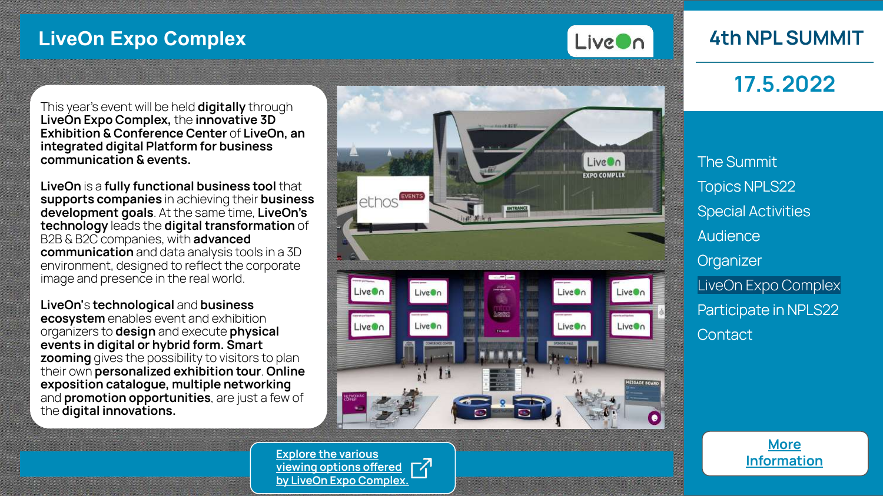# LiveOn Expo Complex

This year's event will be held **digitally** through **LiveOn Expo Complex,** the **innovative 3D Exhibition & Conference Center** of **LiveOn, an integrated digital Platform for business communication & events.**

**LiveOn** is a **fully functional business tool** that **supports companies** in achieving their **business development goals**. At the same time, **LiveOn's technology** leads the **digital transformation** of B2B & B2C companies, with **advanced communication** and data analysis tools in a 3D environment, designed to reflect the corporate image and presence in the real world.

**LiveOn**'s **technological** and **business ecosystem** enables event and exhibition organizers to **design** and execute **physical events in digital or hybrid form. Smart zooming** gives the possibility to visitors to plan their own **personalized exhibition tour**. **Online exposition catalogue, multiple networking** and **promotion opportunities**, are just a few of the **digital innovations.**

Explore the various viewing options offered by LiveOn Expo Complex.

## 4th NPL SUMMIT

## 17.5.2022

- The Summit
- Topics NPLS22
- Special Activities
- Audience
- Organizer
- LiveOn Expo Complex
- Participate in NPLS22
- Contact

More Information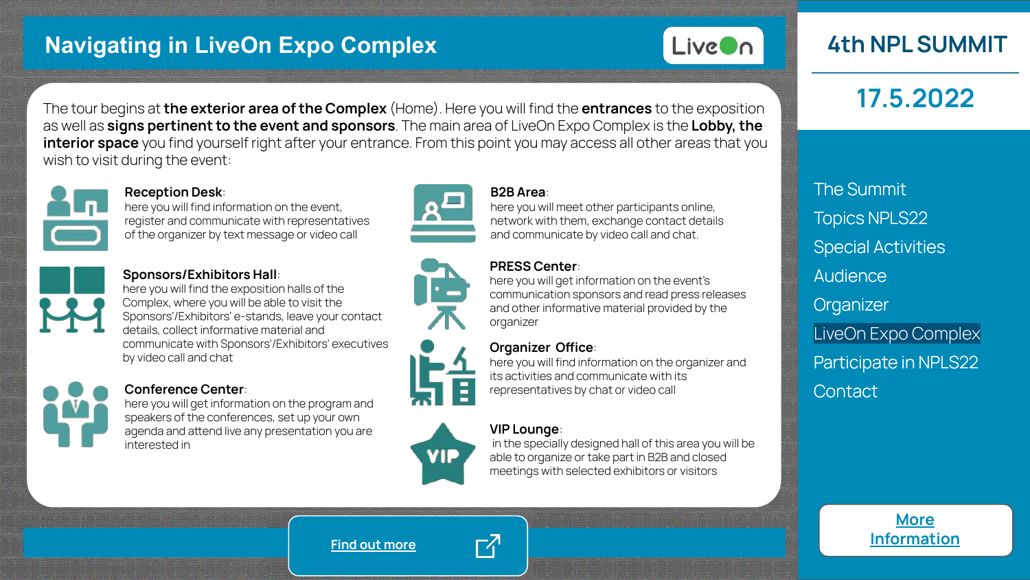# Navigating in LiveOn Expo Complex

LiveOn

The tour begins at **the exterior area of the Complex** (Home). Here you will find the **entrances** to the exposition as well as **signs pertinent to the event and sponsors**. The main area of LiveOn Expo Complex is the **Lobby, the interior space** you find yourself right after your entrance. From this point you may access all other areas that you wish to visit during the event:

**Reception Desk**: here you will find information on the event, register and communicate with representatives of the organizer by text message or video call

**Sponsors/Exhibitors Hall**: here you will find the exposition halls of the Complex, where you will be able to visit the Sponsors'/Exhibitors' e-stands, leave your contact details, collect informative material and communicate with Sponsors'/Exhibitors' executives by video call and chat

**Conference Center**: here you will get information on the program and speakers of the conferences, set up your own agenda and attend live any presentation you are interested in

**B2B Area**: here you will meet other participants online, network with them, exchange contact details and communicate by video call and chat.

**PRESS Center**: here you will get information on the event's communication sponsors and read press releases and other informative material provided by the organizer

**Organizer Office**: here you will find information on the organizer and its activities and communicate with its representatives by chat or video call

**VIP Lounge**: in the specially designed hall of this area you will be able to organize or take part in B2B and closed meetings with selected exhibitors or visitors

Find out more

## 4th NPL SUMMIT

## 17.5.2022

- The Summit
- Topics NPLS22
- Special Activities
- Audience
- Organizer
- LiveOn Expo Complex
- Participate in NPLS22
- Contact

More Information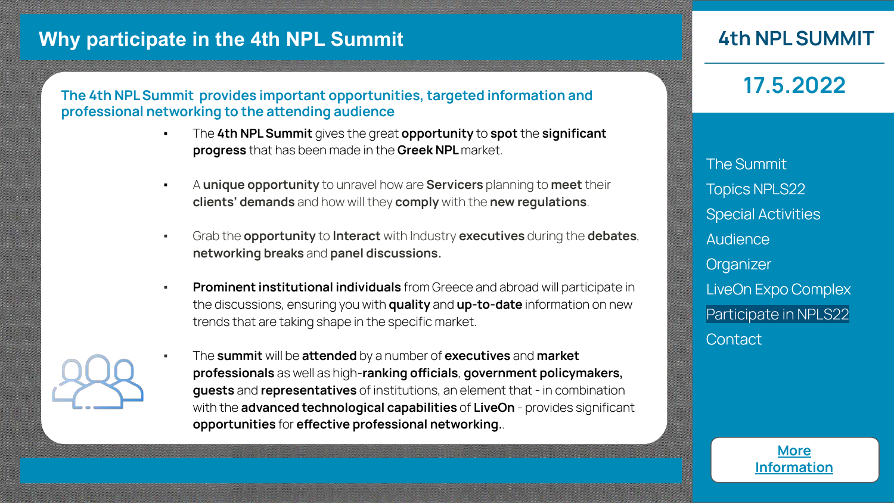# Why participate in the 4th NPL Summit

**The 4th NPL Summit provides important opportunities, targeted information and professional networking to the attending audience**

- The **4th NPL Summit** gives the great **opportunity** to **spot** the **significant progress** that has been made in the **Greek NPL** market.
- A **unique opportunity** to unravel how are **Servicers** planning to **meet** their **clients' demands** and how will they **comply** with the **new regulations**.
- Grab the **opportunity** to **Interact** with Industry **executives** during the **debates**, **networking breaks** and **panel discussions.**
- **Prominent institutional individuals** from Greece and abroad will participate in the discussions, ensuring you with **quality** and **up-to-date** information on new trends that are taking shape in the specific market.
- The **summit** will be **attended** by a number of **executives** and **market professionals** as well as high-**ranking officials**, **government policymakers, guests** and **representatives** of institutions, an element that - in combination with the **advanced technological capabilities** of **LiveOn** - provides significant **opportunities** for **effective professional networking.**.

## 4th NPL SUMMIT

## 17.5.2022

- The Summit
- Topics NPLS22
- Special Activities
- Audience
- Organizer
- LiveOn Expo Complex
- Participate in NPLS22
- Contact

More Information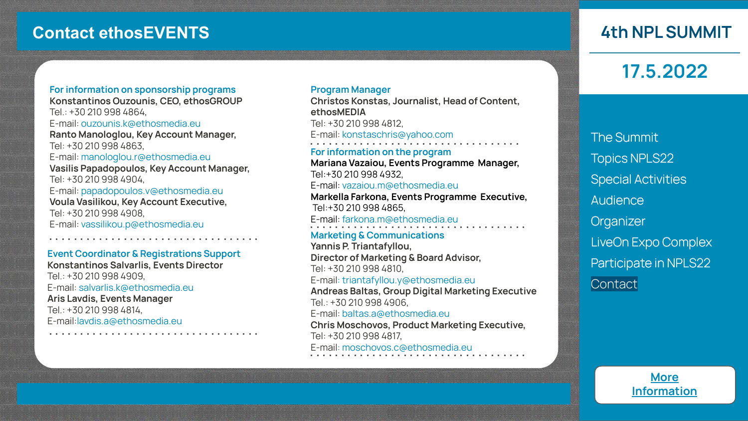# Contact ethosEVENTS

## 4th NPL SUMMIT

## 17.5.2022

- The Summit
- Topics NPLS22
- Special Activities
- Audience
- Organizer
- LiveOn Expo Complex
- Participate in NPLS22
- Contact

### For information on sponsorship programs

**Konstantinos Ouzounis, CEO, ethosGROUP**
Tel.: +30 210 998 4864,
E-mail: ouzounis.k@ethosmedia.eu

**Ranto Manologlou, Key Account Manager,**
Tel: +30 210 998 4863,
E-mail: manologlou.r@ethosmedia.eu

**Vasilis Papadopoulos, Key Account Manager,**
Tel: +30 210 998 4904,
E-mail: papadopoulos.v@ethosmedia.eu

**Voula Vasilikou, Key Account Executive,**
Tel: +30 210 998 4908,
E-mail: vassilikou.p@ethosmedia.eu

### Event Coordinator & Registrations Support

**Konstantinos Salvarlis, Events Director**
Tel.: +30 210 998 4909,
E-mail: salvarlis.k@ethosmedia.eu

**Aris Lavdis, Events Manager**
Tel.: +30 210 998 4814,
E-mail:lavdis.a@ethosmedia.eu

### Program Manager

**Christos Konstas, Journalist, Head of Content, ethosMEDIA**
Tel: +30 210 998 4812,
E-mail: konstaschris@yahoo.com

### For information on the program

**Mariana Vazaiou, Events Programme Manager,**
Tel:+30 210 998 4932,
E-mail: vazaiou.m@ethosmedia.eu

**Markella Farkona, Events Programme Executive,**
Tel:+30 210 998 4865,
E-mail: farkona.m@ethosmedia.eu

### Marketing & Communications

**Yannis P. Triantafyllou,**
**Director of Marketing & Board Advisor,**
Tel: +30 210 998 4810,
E-mail: triantafyllou.y@ethosmedia.eu

**Andreas Baltas, Group Digital Marketing Executive**
Tel.: +30 210 998 4906,
E-mail: baltas.a@ethosmedia.eu

**Chris Moschovos, Product Marketing Executive,**
Tel: +30 210 998 4817,
E-mail: moschovos.c@ethosmedia.eu

More Information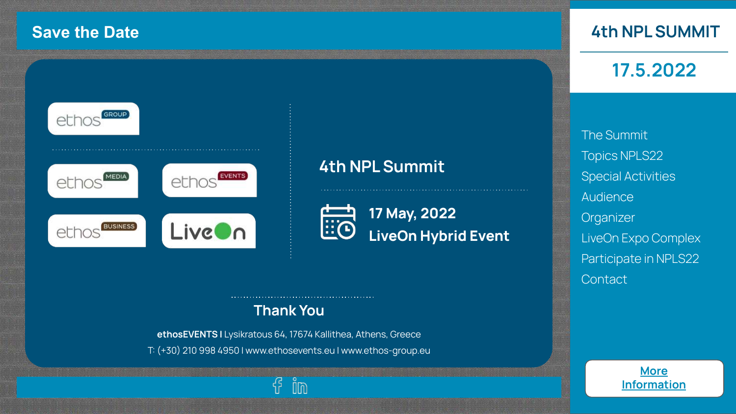## Save the Date

ethos GROUP

ethos MEDIA

ethos EVENTS

ethos BUSINESS

LiveOn

### 4th NPL Summit

**17 May, 2022**
**LiveOn Hybrid Event**

### Thank You

**ethosEVENTS I** Lysikratous 64, 17674 Kallithea, Athens, Greece
T: (+30) 210 998 4950 I www.ethosevents.eu I www.ethos-group.eu

## 4th NPL SUMMIT

## 17.5.2022

- The Summit
- Topics NPLS22
- Special Activities
- Audience
- Organizer
- LiveOn Expo Complex
- Participate in NPLS22
- Contact

More Information